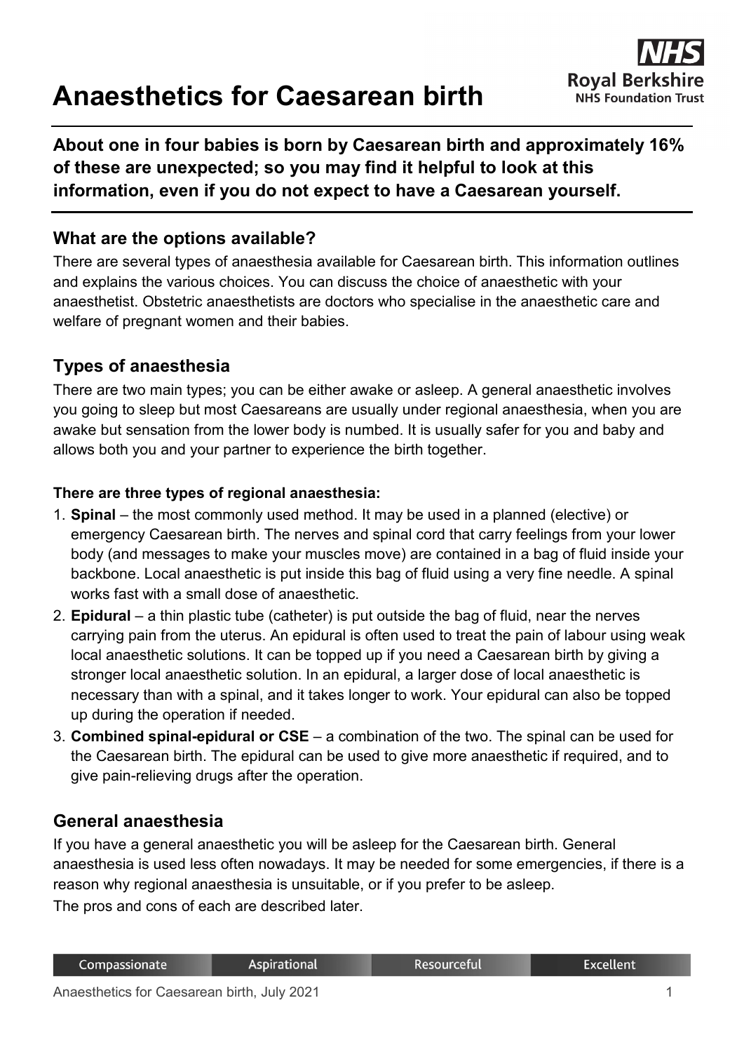# Anaesthetics for Caesarean birth

**About one in four babies is born by Caesarean birth and approximately 16% of these are unexpected; so you may find it helpful to look at this information, even if you do not expect to have a Caesarean yourself.**

## What are the options available?

There are several types of anaesthesia available for Caesarean birth. This information outlines and explains the various choices. You can discuss the choice of anaesthetic with your anaesthetist. Obstetric anaesthetists are doctors who specialise in the anaesthetic care and welfare of pregnant women and their babies.

## Types of anaesthesia

There are two main types; you can be either awake or asleep. A general anaesthetic involves you going to sleep but most Caesareans are usually under regional anaesthesia, when you are awake but sensation from the lower body is numbed. It is usually safer for you and baby and allows both you and your partner to experience the birth together.

**There are three types of regional anaesthesia:**

1. **Spinal** – the most commonly used method. It may be used in a planned (elective) or emergency Caesarean birth. The nerves and spinal cord that carry feelings from your lower body (and messages to make your muscles move) are contained in a bag of fluid inside your backbone. Local anaesthetic is put inside this bag of fluid using a very fine needle. A spinal works fast with a small dose of anaesthetic.
2. **Epidural** – a thin plastic tube (catheter) is put outside the bag of fluid, near the nerves carrying pain from the uterus. An epidural is often used to treat the pain of labour using weak local anaesthetic solutions. It can be topped up if you need a Caesarean birth by giving a stronger local anaesthetic solution. In an epidural, a larger dose of local anaesthetic is necessary than with a spinal, and it takes longer to work. Your epidural can also be topped up during the operation if needed.
3. **Combined spinal-epidural or CSE** – a combination of the two. The spinal can be used for the Caesarean birth. The epidural can be used to give more anaesthetic if required, and to give pain-relieving drugs after the operation.

## General anaesthesia

If you have a general anaesthetic you will be asleep for the Caesarean birth. General anaesthesia is used less often nowadays. It may be needed for some emergencies, if there is a reason why regional anaesthesia is unsuitable, or if you prefer to be asleep.

The pros and cons of each are described later.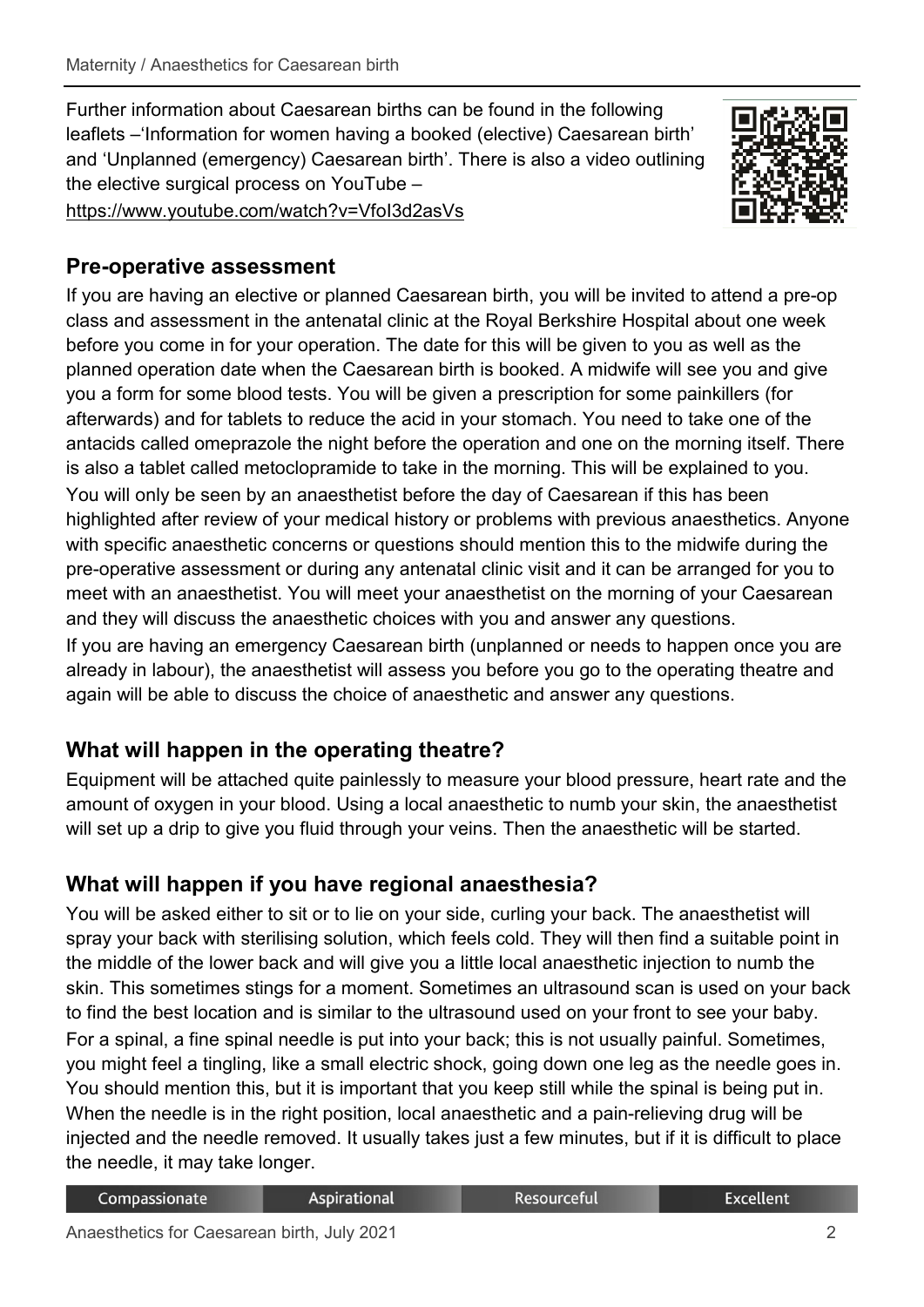Further information about Caesarean births can be found in the following leaflets –'Information for women having a booked (elective) Caesarean birth' and 'Unplanned (emergency) Caesarean birth'. There is also a video outlining the elective surgical process on YouTube – https://www.youtube.com/watch?v=VfoI3d2asVs

## Pre-operative assessment

If you are having an elective or planned Caesarean birth, you will be invited to attend a pre-op class and assessment in the antenatal clinic at the Royal Berkshire Hospital about one week before you come in for your operation. The date for this will be given to you as well as the planned operation date when the Caesarean birth is booked. A midwife will see you and give you a form for some blood tests. You will be given a prescription for some painkillers (for afterwards) and for tablets to reduce the acid in your stomach. You need to take one of the antacids called omeprazole the night before the operation and one on the morning itself. There is also a tablet called metoclopramide to take in the morning. This will be explained to you.

You will only be seen by an anaesthetist before the day of Caesarean if this has been highlighted after review of your medical history or problems with previous anaesthetics. Anyone with specific anaesthetic concerns or questions should mention this to the midwife during the pre-operative assessment or during any antenatal clinic visit and it can be arranged for you to meet with an anaesthetist. You will meet your anaesthetist on the morning of your Caesarean and they will discuss the anaesthetic choices with you and answer any questions.

If you are having an emergency Caesarean birth (unplanned or needs to happen once you are already in labour), the anaesthetist will assess you before you go to the operating theatre and again will be able to discuss the choice of anaesthetic and answer any questions.

## What will happen in the operating theatre?

Equipment will be attached quite painlessly to measure your blood pressure, heart rate and the amount of oxygen in your blood. Using a local anaesthetic to numb your skin, the anaesthetist will set up a drip to give you fluid through your veins. Then the anaesthetic will be started.

## What will happen if you have regional anaesthesia?

You will be asked either to sit or to lie on your side, curling your back. The anaesthetist will spray your back with sterilising solution, which feels cold. They will then find a suitable point in the middle of the lower back and will give you a little local anaesthetic injection to numb the skin. This sometimes stings for a moment. Sometimes an ultrasound scan is used on your back to find the best location and is similar to the ultrasound used on your front to see your baby.

For a spinal, a fine spinal needle is put into your back; this is not usually painful. Sometimes, you might feel a tingling, like a small electric shock, going down one leg as the needle goes in. You should mention this, but it is important that you keep still while the spinal is being put in. When the needle is in the right position, local anaesthetic and a pain-relieving drug will be injected and the needle removed. It usually takes just a few minutes, but if it is difficult to place the needle, it may take longer.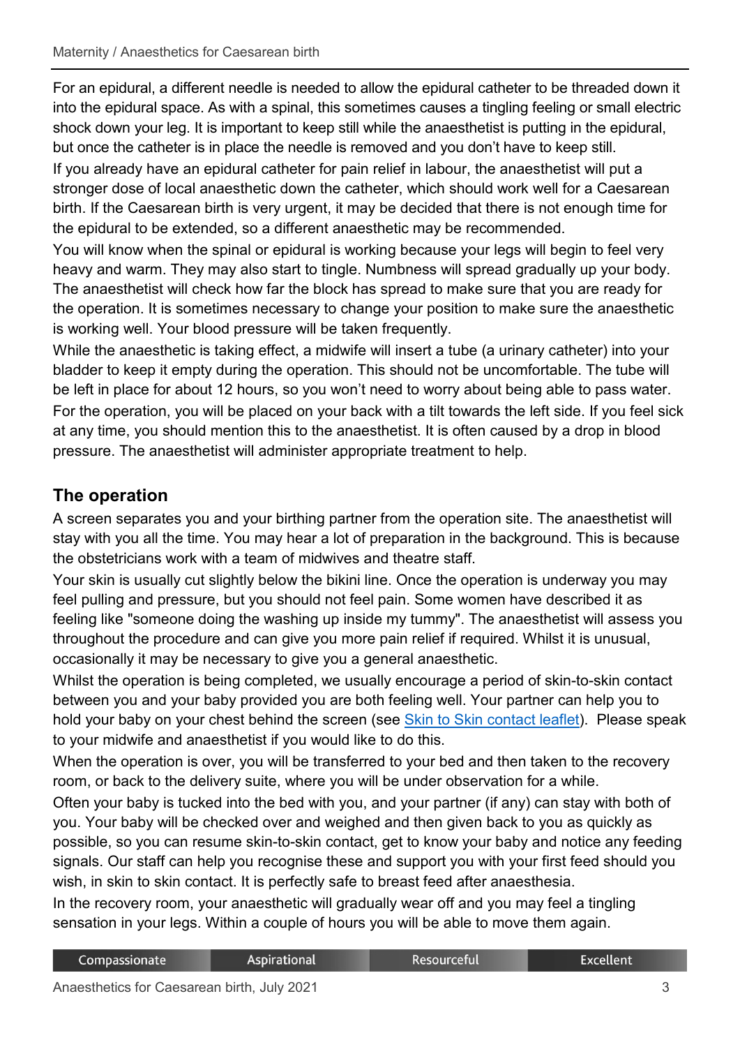For an epidural, a different needle is needed to allow the epidural catheter to be threaded down it into the epidural space. As with a spinal, this sometimes causes a tingling feeling or small electric shock down your leg. It is important to keep still while the anaesthetist is putting in the epidural, but once the catheter is in place the needle is removed and you don't have to keep still.

If you already have an epidural catheter for pain relief in labour, the anaesthetist will put a stronger dose of local anaesthetic down the catheter, which should work well for a Caesarean birth. If the Caesarean birth is very urgent, it may be decided that there is not enough time for the epidural to be extended, so a different anaesthetic may be recommended.

You will know when the spinal or epidural is working because your legs will begin to feel very heavy and warm. They may also start to tingle. Numbness will spread gradually up your body. The anaesthetist will check how far the block has spread to make sure that you are ready for the operation. It is sometimes necessary to change your position to make sure the anaesthetic is working well. Your blood pressure will be taken frequently.

While the anaesthetic is taking effect, a midwife will insert a tube (a urinary catheter) into your bladder to keep it empty during the operation. This should not be uncomfortable. The tube will be left in place for about 12 hours, so you won't need to worry about being able to pass water.

For the operation, you will be placed on your back with a tilt towards the left side. If you feel sick at any time, you should mention this to the anaesthetist. It is often caused by a drop in blood pressure. The anaesthetist will administer appropriate treatment to help.

## The operation

A screen separates you and your birthing partner from the operation site. The anaesthetist will stay with you all the time. You may hear a lot of preparation in the background. This is because the obstetricians work with a team of midwives and theatre staff.

Your skin is usually cut slightly below the bikini line. Once the operation is underway you may feel pulling and pressure, but you should not feel pain. Some women have described it as feeling like "someone doing the washing up inside my tummy". The anaesthetist will assess you throughout the procedure and can give you more pain relief if required. Whilst it is unusual, occasionally it may be necessary to give you a general anaesthetic.

Whilst the operation is being completed, we usually encourage a period of skin-to-skin contact between you and your baby provided you are both feeling well. Your partner can help you to hold your baby on your chest behind the screen (see Skin to Skin contact leaflet). Please speak to your midwife and anaesthetist if you would like to do this.

When the operation is over, you will be transferred to your bed and then taken to the recovery room, or back to the delivery suite, where you will be under observation for a while.

Often your baby is tucked into the bed with you, and your partner (if any) can stay with both of you. Your baby will be checked over and weighed and then given back to you as quickly as possible, so you can resume skin-to-skin contact, get to know your baby and notice any feeding signals. Our staff can help you recognise these and support you with your first feed should you wish, in skin to skin contact. It is perfectly safe to breast feed after anaesthesia.

In the recovery room, your anaesthetic will gradually wear off and you may feel a tingling sensation in your legs. Within a couple of hours you will be able to move them again.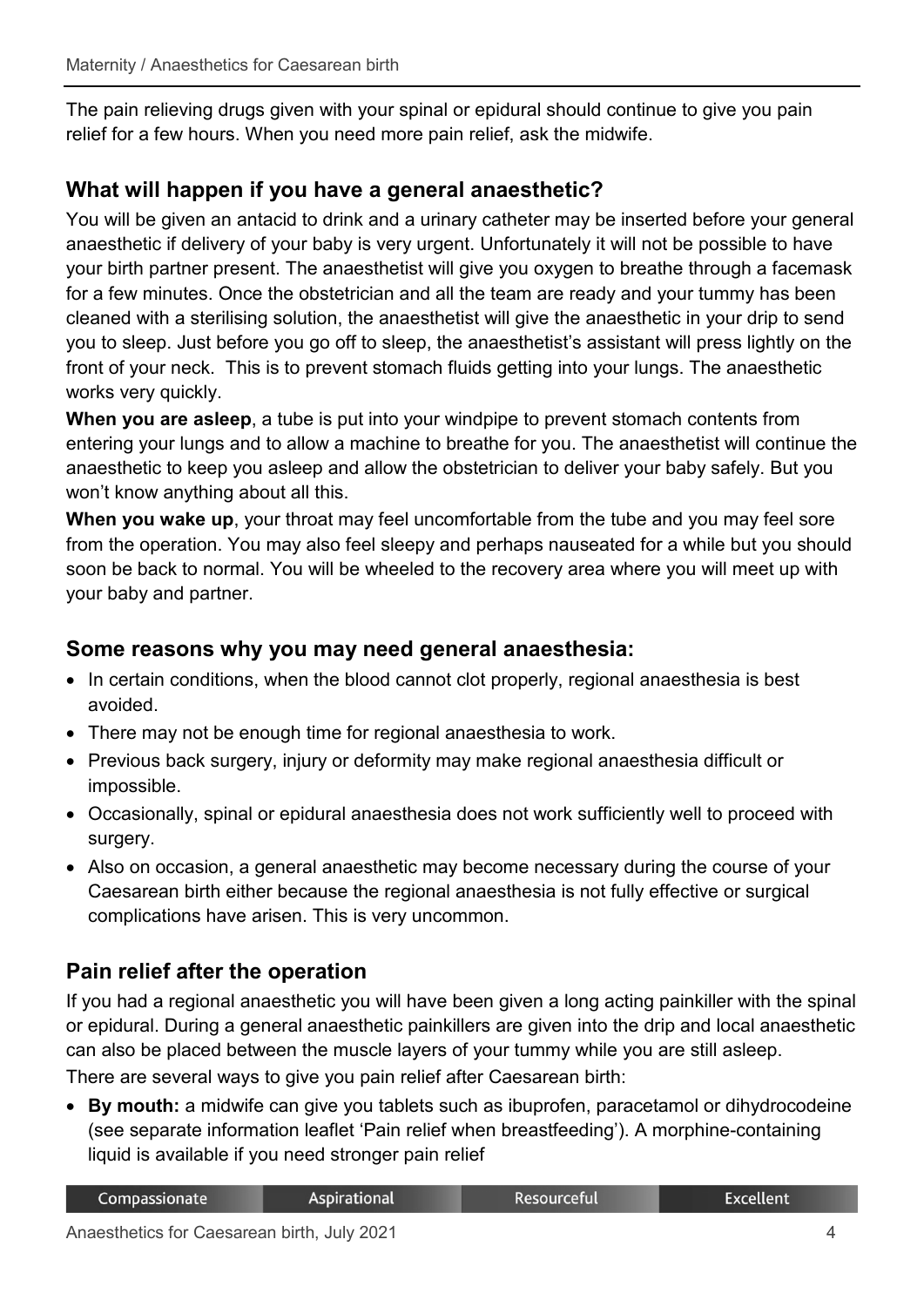The pain relieving drugs given with your spinal or epidural should continue to give you pain relief for a few hours. When you need more pain relief, ask the midwife.

## What will happen if you have a general anaesthetic?

You will be given an antacid to drink and a urinary catheter may be inserted before your general anaesthetic if delivery of your baby is very urgent. Unfortunately it will not be possible to have your birth partner present. The anaesthetist will give you oxygen to breathe through a facemask for a few minutes. Once the obstetrician and all the team are ready and your tummy has been cleaned with a sterilising solution, the anaesthetist will give the anaesthetic in your drip to send you to sleep. Just before you go off to sleep, the anaesthetist's assistant will press lightly on the front of your neck. This is to prevent stomach fluids getting into your lungs. The anaesthetic works very quickly.

**When you are asleep**, a tube is put into your windpipe to prevent stomach contents from entering your lungs and to allow a machine to breathe for you. The anaesthetist will continue the anaesthetic to keep you asleep and allow the obstetrician to deliver your baby safely. But you won't know anything about all this.

**When you wake up**, your throat may feel uncomfortable from the tube and you may feel sore from the operation. You may also feel sleepy and perhaps nauseated for a while but you should soon be back to normal. You will be wheeled to the recovery area where you will meet up with your baby and partner.

## Some reasons why you may need general anaesthesia:

- In certain conditions, when the blood cannot clot properly, regional anaesthesia is best avoided.
- There may not be enough time for regional anaesthesia to work.
- Previous back surgery, injury or deformity may make regional anaesthesia difficult or impossible.
- Occasionally, spinal or epidural anaesthesia does not work sufficiently well to proceed with surgery.
- Also on occasion, a general anaesthetic may become necessary during the course of your Caesarean birth either because the regional anaesthesia is not fully effective or surgical complications have arisen. This is very uncommon.

## Pain relief after the operation

If you had a regional anaesthetic you will have been given a long acting painkiller with the spinal or epidural. During a general anaesthetic painkillers are given into the drip and local anaesthetic can also be placed between the muscle layers of your tummy while you are still asleep.

There are several ways to give you pain relief after Caesarean birth:

- **By mouth:** a midwife can give you tablets such as ibuprofen, paracetamol or dihydrocodeine (see separate information leaflet 'Pain relief when breastfeeding'). A morphine-containing liquid is available if you need stronger pain relief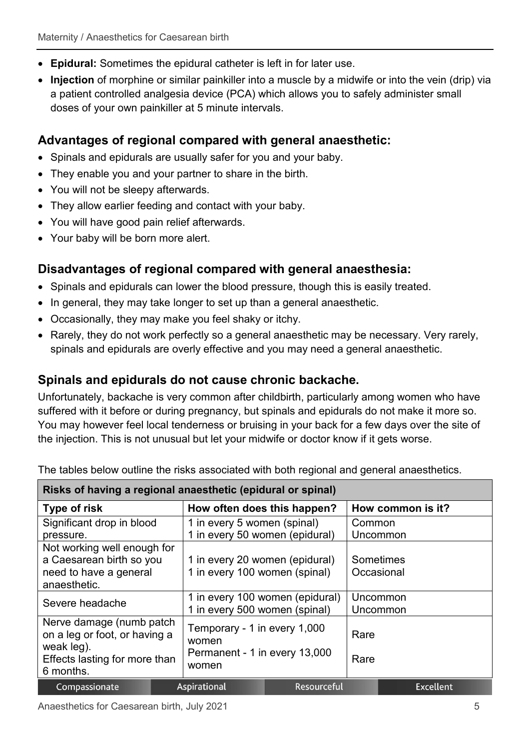- **Epidural:** Sometimes the epidural catheter is left in for later use.
- **Injection** of morphine or similar painkiller into a muscle by a midwife or into the vein (drip) via a patient controlled analgesia device (PCA) which allows you to safely administer small doses of your own painkiller at 5 minute intervals.

### Advantages of regional compared with general anaesthetic:

- Spinals and epidurals are usually safer for you and your baby.
- They enable you and your partner to share in the birth.
- You will not be sleepy afterwards.
- They allow earlier feeding and contact with your baby.
- You will have good pain relief afterwards.
- Your baby will be born more alert.

### Disadvantages of regional compared with general anaesthesia:

- Spinals and epidurals can lower the blood pressure, though this is easily treated.
- In general, they may take longer to set up than a general anaesthetic.
- Occasionally, they may make you feel shaky or itchy.
- Rarely, they do not work perfectly so a general anaesthetic may be necessary. Very rarely, spinals and epidurals are overly effective and you may need a general anaesthetic.

### Spinals and epidurals do not cause chronic backache.

Unfortunately, backache is very common after childbirth, particularly among women who have suffered with it before or during pregnancy, but spinals and epidurals do not make it more so. You may however feel local tenderness or bruising in your back for a few days over the site of the injection. This is not unusual but let your midwife or doctor know if it gets worse.

The tables below outline the risks associated with both regional and general anaesthetics.

| Risks of having a regional anaesthetic (epidural or spinal) | | |
|---|---|---|
| **Type of risk** | **How often does this happen?** | **How common is it?** |
| Significant drop in blood pressure. | 1 in every 5 women (spinal)<br>1 in every 50 women (epidural) | Common<br>Uncommon |
| Not working well enough for a Caesarean birth so you need to have a general anaesthetic. | 1 in every 20 women (epidural)<br>1 in every 100 women (spinal) | Sometimes<br>Occasional |
| Severe headache | 1 in every 100 women (epidural)<br>1 in every 500 women (spinal) | Uncommon<br>Uncommon |
| Nerve damage (numb patch on a leg or foot, or having a weak leg).<br>Effects lasting for more than 6 months. | Temporary - 1 in every 1,000 women<br>Permanent - 1 in every 13,000 women | Rare<br>Rare |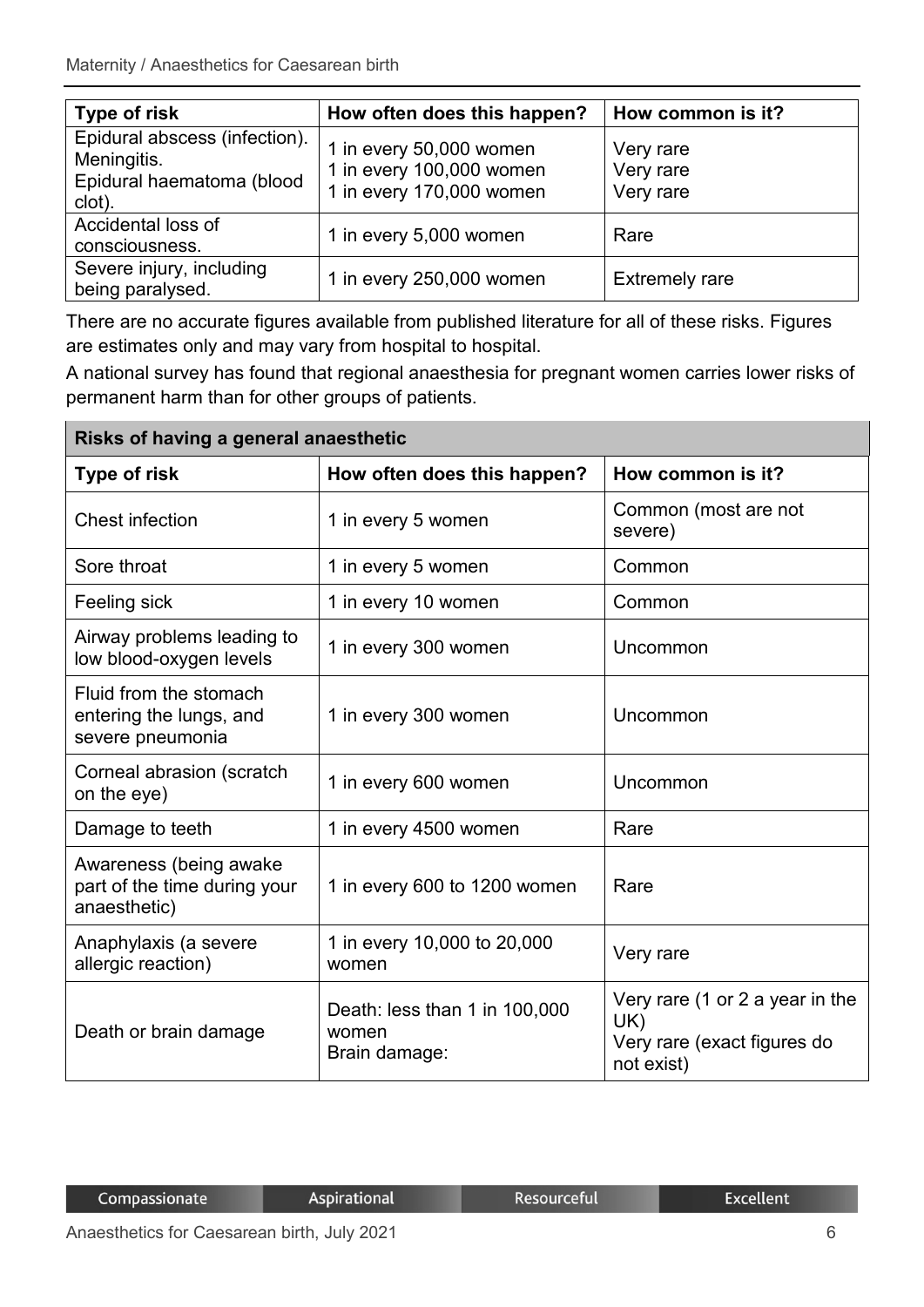| Type of risk | How often does this happen? | How common is it? |
| --- | --- | --- |
| Epidural abscess (infection).<br>Meningitis.<br>Epidural haematoma (blood clot). | 1 in every 50,000 women<br>1 in every 100,000 women<br>1 in every 170,000 women | Very rare<br>Very rare<br>Very rare |
| Accidental loss of consciousness. | 1 in every 5,000 women | Rare |
| Severe injury, including being paralysed. | 1 in every 250,000 women | Extremely rare |

There are no accurate figures available from published literature for all of these risks. Figures are estimates only and may vary from hospital to hospital.

A national survey has found that regional anaesthesia for pregnant women carries lower risks of permanent harm than for other groups of patients.

| **Risks of having a general anaesthetic** | | |
| --- | --- | --- |
| **Type of risk** | **How often does this happen?** | **How common is it?** |
| Chest infection | 1 in every 5 women | Common (most are not severe) |
| Sore throat | 1 in every 5 women | Common |
| Feeling sick | 1 in every 10 women | Common |
| Airway problems leading to low blood-oxygen levels | 1 in every 300 women | Uncommon |
| Fluid from the stomach entering the lungs, and severe pneumonia | 1 in every 300 women | Uncommon |
| Corneal abrasion (scratch on the eye) | 1 in every 600 women | Uncommon |
| Damage to teeth | 1 in every 4500 women | Rare |
| Awareness (being awake part of the time during your anaesthetic) | 1 in every 600 to 1200 women | Rare |
| Anaphylaxis (a severe allergic reaction) | 1 in every 10,000 to 20,000 women | Very rare |
| Death or brain damage | Death: less than 1 in 100,000 women<br>Brain damage: | Very rare (1 or 2 a year in the UK)<br>Very rare (exact figures do not exist) |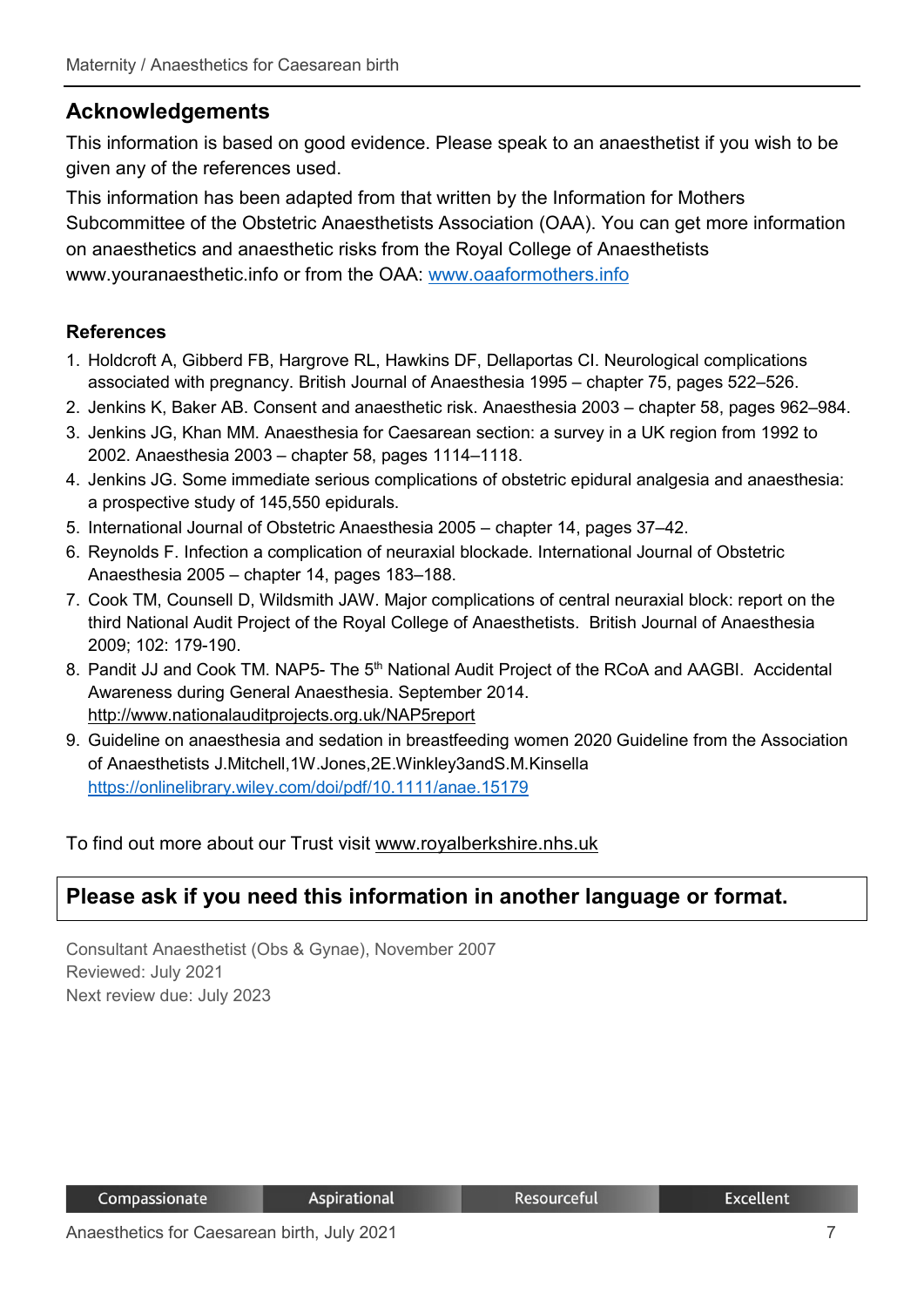## Acknowledgements

This information is based on good evidence. Please speak to an anaesthetist if you wish to be given any of the references used.

This information has been adapted from that written by the Information for Mothers Subcommittee of the Obstetric Anaesthetists Association (OAA). You can get more information on anaesthetics and anaesthetic risks from the Royal College of Anaesthetists www.youranaesthetic.info or from the OAA: www.oaaformothers.info

### References

1. Holdcroft A, Gibberd FB, Hargrove RL, Hawkins DF, Dellaportas CI. Neurological complications associated with pregnancy. British Journal of Anaesthesia 1995 – chapter 75, pages 522–526.
2. Jenkins K, Baker AB. Consent and anaesthetic risk. Anaesthesia 2003 – chapter 58, pages 962–984.
3. Jenkins JG, Khan MM. Anaesthesia for Caesarean section: a survey in a UK region from 1992 to 2002. Anaesthesia 2003 – chapter 58, pages 1114–1118.
4. Jenkins JG. Some immediate serious complications of obstetric epidural analgesia and anaesthesia: a prospective study of 145,550 epidurals.
5. International Journal of Obstetric Anaesthesia 2005 – chapter 14, pages 37–42.
6. Reynolds F. Infection a complication of neuraxial blockade. International Journal of Obstetric Anaesthesia 2005 – chapter 14, pages 183–188.
7. Cook TM, Counsell D, Wildsmith JAW. Major complications of central neuraxial block: report on the third National Audit Project of the Royal College of Anaesthetists. British Journal of Anaesthesia 2009; 102: 179-190.
8. Pandit JJ and Cook TM. NAP5- The 5th National Audit Project of the RCoA and AAGBI. Accidental Awareness during General Anaesthesia. September 2014. http://www.nationalauditprojects.org.uk/NAP5report
9. Guideline on anaesthesia and sedation in breastfeeding women 2020 Guideline from the Association of Anaesthetists J.Mitchell,1W.Jones,2E.Winkley3andS.M.Kinsella https://onlinelibrary.wiley.com/doi/pdf/10.1111/anae.15179

To find out more about our Trust visit www.royalberkshire.nhs.uk

**Please ask if you need this information in another language or format.**

Consultant Anaesthetist (Obs & Gynae), November 2007
Reviewed: July 2021
Next review due: July 2023